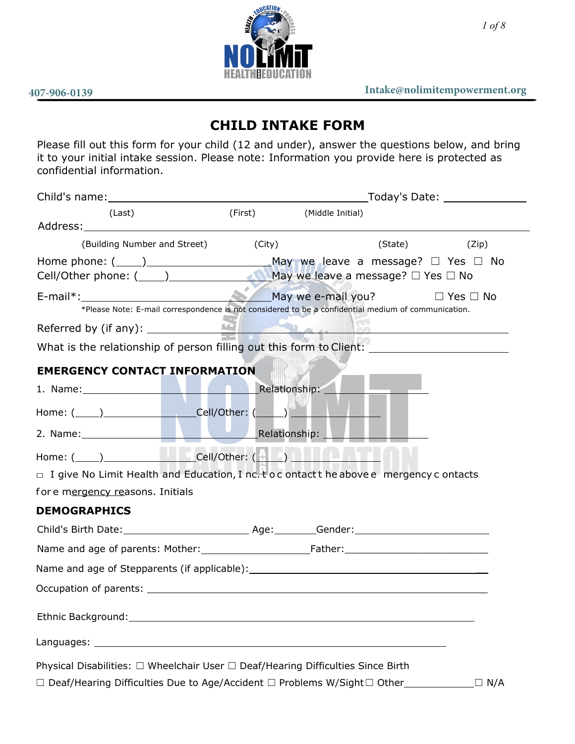407-906-0139 Intake@nolimitempowerment.org

# CHILD INTAKE FORM

Please fill out this form for your child (12 and under), answer the questions below, and bring it to your initial intake session. Please note: Information you provide here is protected as confidential information.

Child's name: ______________________________ Today's Date: ____________

(Last) (First) (Middle Initial)

Address: ______________________________________________

(Building Number and Street) (City) (State) (Zip)

Home phone: (____)__________________ May we leave a message? ☐ Yes ☐ No

Cell/Other phone: (____)________________ May we leave a message? ☐ Yes ☐ No

E-mail*: ______________________________ May we e-mail you? ☐ Yes ☐ No

*Please Note: E-mail correspondence is not considered to be a confidential medium of communication.

Referred by (if any): ______________________________

What is the relationship of person filling out this form to Client: ____________________

## EMERGENCY CONTACT INFORMATION

1. Name: ______________________ Relationship: ______________

Home: (____)______________ Cell/Other: (____) ______________

2. Name: ______________________ Relationship: ______________

Home: (____)______________ Cell/Other: (____) ______________

□ I give No Limit Health and Education, I nc. t o c ontact t he above e mergency c ontacts f or e mergency reasons. Initials

## DEMOGRAPHICS

Child's Birth Date: ____________________ Age: ______ Gender: ____________________

Name and age of parents: Mother: ________________ Father: ____________________

Name and age of Stepparents (if applicable): ______________________________

Occupation of parents: ______________________________________________

Ethnic Background: ______________________________________________

Languages: ______________________________________________

Physical Disabilities: ☐ Wheelchair User ☐ Deaf/Hearing Difficulties Since Birth

☐ Deaf/Hearing Difficulties Due to Age/Accident ☐ Problems W/Sight ☐ Other____________ ☐ N/A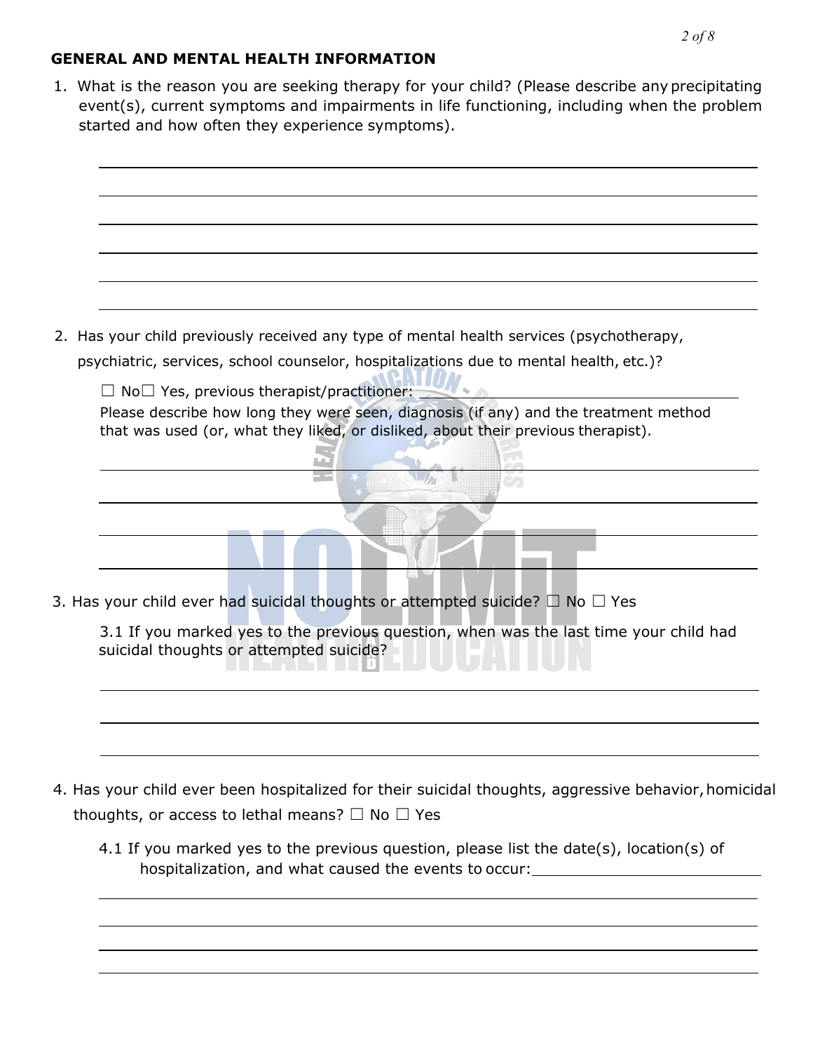## GENERAL AND MENTAL HEALTH INFORMATION

1. What is the reason you are seeking therapy for your child? (Please describe any precipitating event(s), current symptoms and impairments in life functioning, including when the problem started and how often they experience symptoms).

______________________________________________________________________

______________________________________________________________________

______________________________________________________________________

______________________________________________________________________

______________________________________________________________________

______________________________________________________________________

2. Has your child previously received any type of mental health services (psychotherapy, psychiatric, services, school counselor, hospitalizations due to mental health, etc.)?

   ☐ No ☐ Yes, previous therapist/practitioner: ______________________________

   Please describe how long they were seen, diagnosis (if any) and the treatment method that was used (or, what they liked, or disliked, about their previous therapist).

   ______________________________________________________________________

   ______________________________________________________________________

   ______________________________________________________________________

   ______________________________________________________________________

3. Has your child ever had suicidal thoughts or attempted suicide? ☐ No ☐ Yes

   3.1 If you marked yes to the previous question, when was the last time your child had suicidal thoughts or attempted suicide?

   ______________________________________________________________________

   ______________________________________________________________________

   ______________________________________________________________________

4. Has your child ever been hospitalized for their suicidal thoughts, aggressive behavior, homicidal thoughts, or access to lethal means? ☐ No ☐ Yes

   4.1 If you marked yes to the previous question, please list the date(s), location(s) of hospitalization, and what caused the events to occur: ______________________________

   ______________________________________________________________________

   ______________________________________________________________________

   ______________________________________________________________________

   ______________________________________________________________________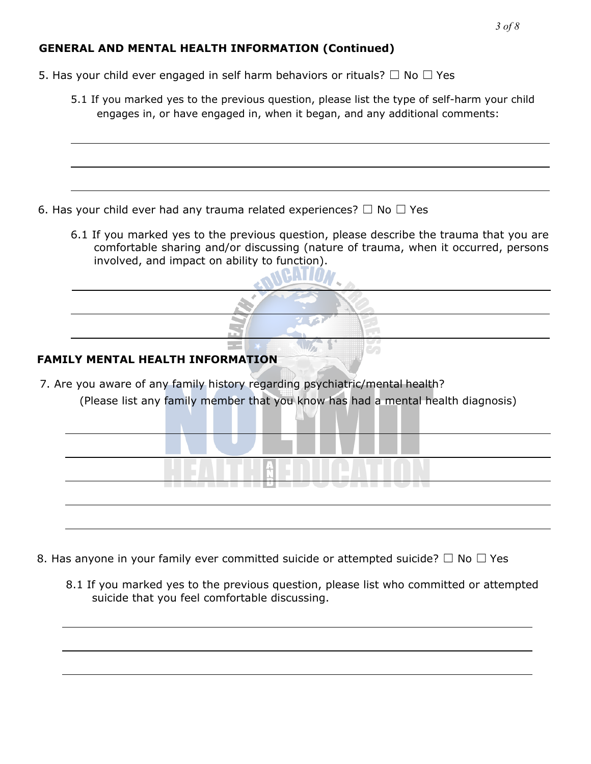## GENERAL AND MENTAL HEALTH INFORMATION (Continued)

5. Has your child ever engaged in self harm behaviors or rituals? ☐ No ☐ Yes

   5.1 If you marked yes to the previous question, please list the type of self-harm your child engages in, or have engaged in, when it began, and any additional comments:

   ______________________________________________________________________

   ______________________________________________________________________

   ______________________________________________________________________

6. Has your child ever had any trauma related experiences? ☐ No ☐ Yes

   6.1 If you marked yes to the previous question, please describe the trauma that you are comfortable sharing and/or discussing (nature of trauma, when it occurred, persons involved, and impact on ability to function).

   ______________________________________________________________________

   ______________________________________________________________________

   ______________________________________________________________________

## FAMILY MENTAL HEALTH INFORMATION

7. Are you aware of any family history regarding psychiatric/mental health?
   (Please list any family member that you know has had a mental health diagnosis)

   ______________________________________________________________________

   ______________________________________________________________________

   ______________________________________________________________________

   ______________________________________________________________________

   ______________________________________________________________________

8. Has anyone in your family ever committed suicide or attempted suicide? ☐ No ☐ Yes

   8.1 If you marked yes to the previous question, please list who committed or attempted suicide that you feel comfortable discussing.

   ______________________________________________________________________

   ______________________________________________________________________

   ______________________________________________________________________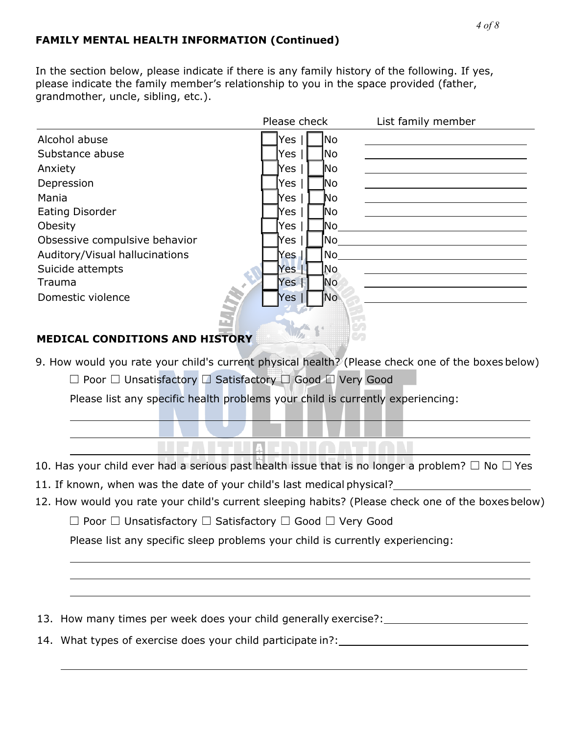## FAMILY MENTAL HEALTH INFORMATION (Continued)

In the section below, please indicate if there is any family history of the following. If yes, please indicate the family member's relationship to you in the space provided (father, grandmother, uncle, sibling, etc.).

| | Please check | List family member |
|---|---|---|
| Alcohol abuse | ☐ Yes \| ☐ No | |
| Substance abuse | ☐ Yes \| ☐ No | |
| Anxiety | ☐ Yes \| ☐ No | |
| Depression | ☐ Yes \| ☐ No | |
| Mania | ☐ Yes \| ☐ No | |
| Eating Disorder | ☐ Yes \| ☐ No | |
| Obesity | ☐ Yes \| ☐ No | |
| Obsessive compulsive behavior | ☐ Yes \| ☐ No | |
| Auditory/Visual hallucinations | ☐ Yes \| ☐ No | |
| Suicide attempts | ☐ Yes \| ☐ No | |
| Trauma | ☐ Yes \| ☐ No | |
| Domestic violence | ☐ Yes \| ☐ No | |

## MEDICAL CONDITIONS AND HISTORY

9. How would you rate your child's current physical health? (Please check one of the boxes below)

   ☐ Poor ☐ Unsatisfactory ☐ Satisfactory ☐ Good ☐ Very Good

   Please list any specific health problems your child is currently experiencing:

   ______________________________________________

   ______________________________________________

   ______________________________________________

10. Has your child ever had a serious past health issue that is no longer a problem? ☐ No ☐ Yes

11. If known, when was the date of your child's last medical physical? ____________________

12. How would you rate your child's current sleeping habits? (Please check one of the boxes below)

    ☐ Poor ☐ Unsatisfactory ☐ Satisfactory ☐ Good ☐ Very Good

    Please list any specific sleep problems your child is currently experiencing:

    ______________________________________________

    ______________________________________________

    ______________________________________________

13. How many times per week does your child generally exercise?: ____________________

14. What types of exercise does your child participate in?: ____________________

    ______________________________________________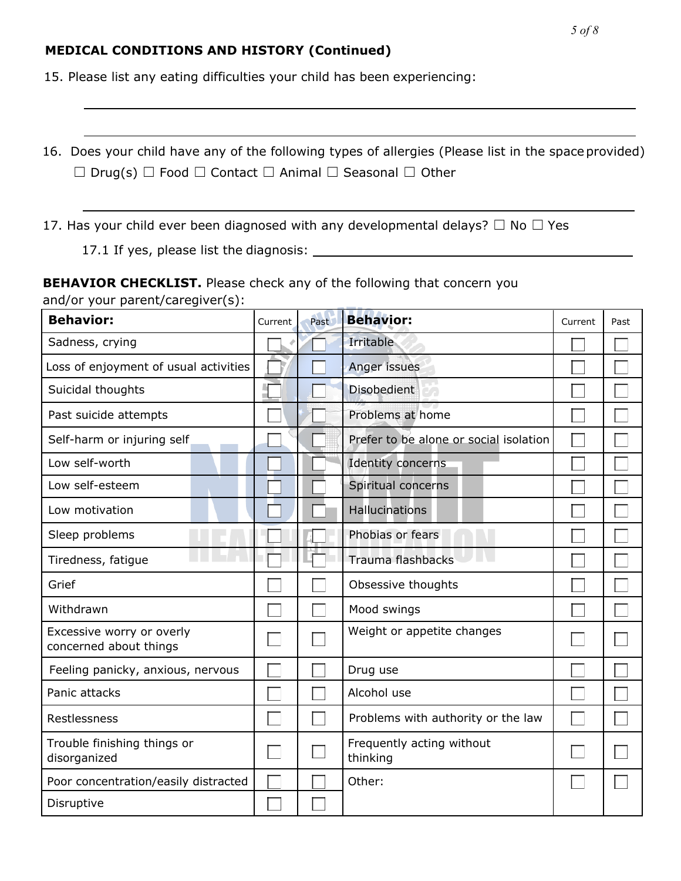**MEDICAL CONDITIONS AND HISTORY (Continued)**

15. Please list any eating difficulties your child has been experiencing:

______________________________________________________________________

______________________________________________________________________

16. Does your child have any of the following types of allergies (Please list in the space provided)
☐ Drug(s) ☐ Food ☐ Contact ☐ Animal ☐ Seasonal ☐ Other

______________________________________________________________________

17. Has your child ever been diagnosed with any developmental delays? ☐ No ☐ Yes

17.1 If yes, please list the diagnosis: ______________________________

**BEHAVIOR CHECKLIST.** Please check any of the following that concern you and/or your parent/caregiver(s):

| **Behavior:** | Current | Past | **Behavior:** | Current | Past |
|---|---|---|---|---|---|
| Sadness, crying | ☐ | ☐ | Irritable | ☐ | ☐ |
| Loss of enjoyment of usual activities | ☐ | ☐ | Anger issues | ☐ | ☐ |
| Suicidal thoughts | ☐ | ☐ | Disobedient | ☐ | ☐ |
| Past suicide attempts | ☐ | ☐ | Problems at home | ☐ | ☐ |
| Self-harm or injuring self | ☐ | ☐ | Prefer to be alone or social isolation | ☐ | ☐ |
| Low self-worth | ☐ | ☐ | Identity concerns | ☐ | ☐ |
| Low self-esteem | ☐ | ☐ | Spiritual concerns | ☐ | ☐ |
| Low motivation | ☐ | ☐ | Hallucinations | ☐ | ☐ |
| Sleep problems | ☐ | ☐ | Phobias or fears | ☐ | ☐ |
| Tiredness, fatigue | ☐ | ☐ | Trauma flashbacks | ☐ | ☐ |
| Grief | ☐ | ☐ | Obsessive thoughts | ☐ | ☐ |
| Withdrawn | ☐ | ☐ | Mood swings | ☐ | ☐ |
| Excessive worry or overly concerned about things | ☐ | ☐ | Weight or appetite changes | ☐ | ☐ |
| Feeling panicky, anxious, nervous | ☐ | ☐ | Drug use | ☐ | ☐ |
| Panic attacks | ☐ | ☐ | Alcohol use | ☐ | ☐ |
| Restlessness | ☐ | ☐ | Problems with authority or the law | ☐ | ☐ |
| Trouble finishing things or disorganized | ☐ | ☐ | Frequently acting without thinking | ☐ | ☐ |
| Poor concentration/easily distracted | ☐ | ☐ | Other: | ☐ | ☐ |
| Disruptive | ☐ | ☐ | | | |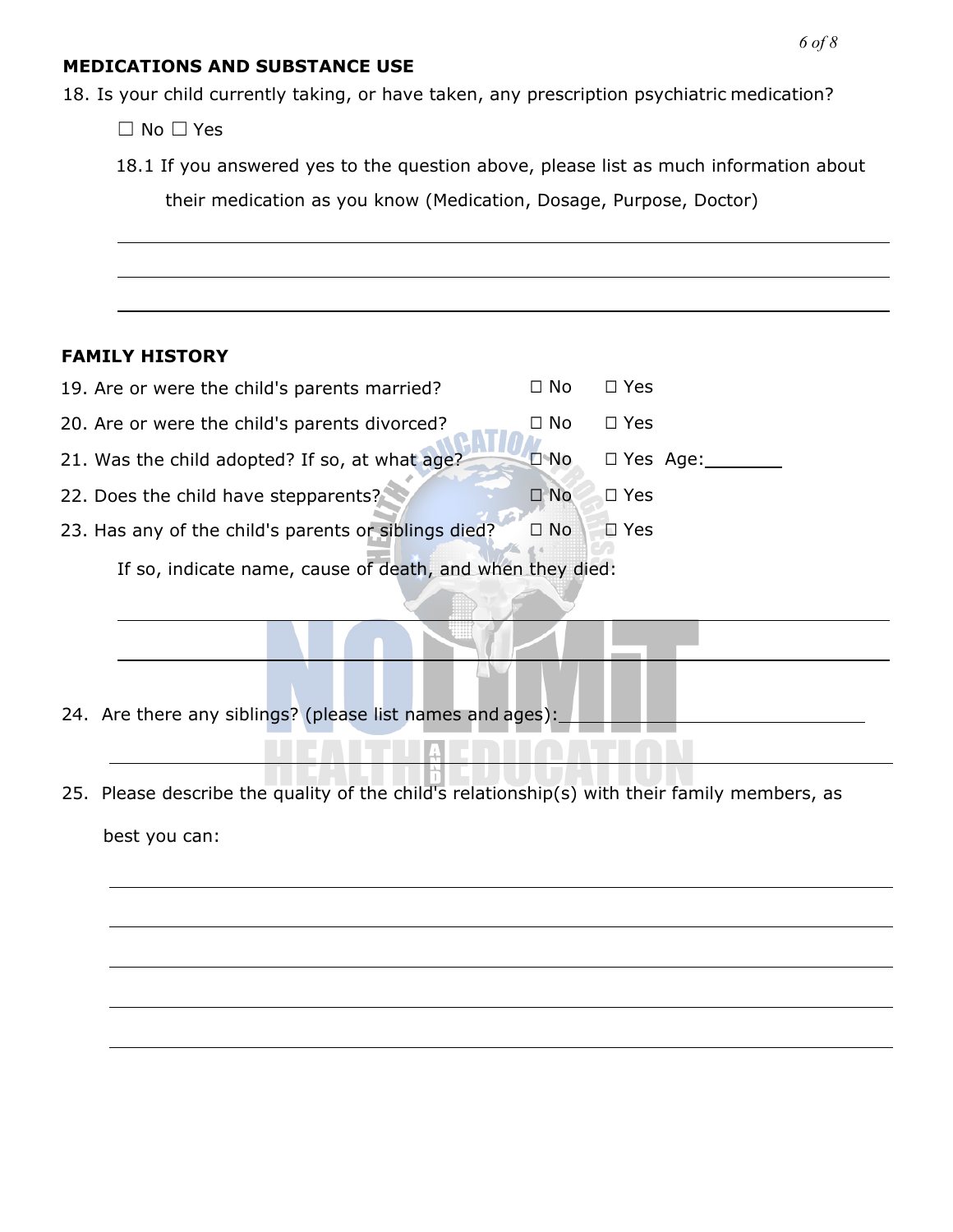## MEDICATIONS AND SUBSTANCE USE

18. Is your child currently taking, or have taken, any prescription psychiatric medication?

    ☐ No ☐ Yes

    18.1 If you answered yes to the question above, please list as much information about their medication as you know (Medication, Dosage, Purpose, Doctor)

    ______________________________________________________________________________

    ______________________________________________________________________________

    ______________________________________________________________________________

## FAMILY HISTORY

19. Are or were the child's parents married? ☐ No ☐ Yes
20. Are or were the child's parents divorced? ☐ No ☐ Yes
21. Was the child adopted? If so, at what age? ☐ No ☐ Yes Age:________
22. Does the child have stepparents? ☐ No ☐ Yes
23. Has any of the child's parents or siblings died? ☐ No ☐ Yes

    If so, indicate name, cause of death, and when they died:

    ______________________________________________________________________________

    ______________________________________________________________________________

24. Are there any siblings? (please list names and ages):________________________________

    ______________________________________________________________________________

25. Please describe the quality of the child's relationship(s) with their family members, as best you can:

    ______________________________________________________________________________

    ______________________________________________________________________________

    ______________________________________________________________________________

    ______________________________________________________________________________

    ______________________________________________________________________________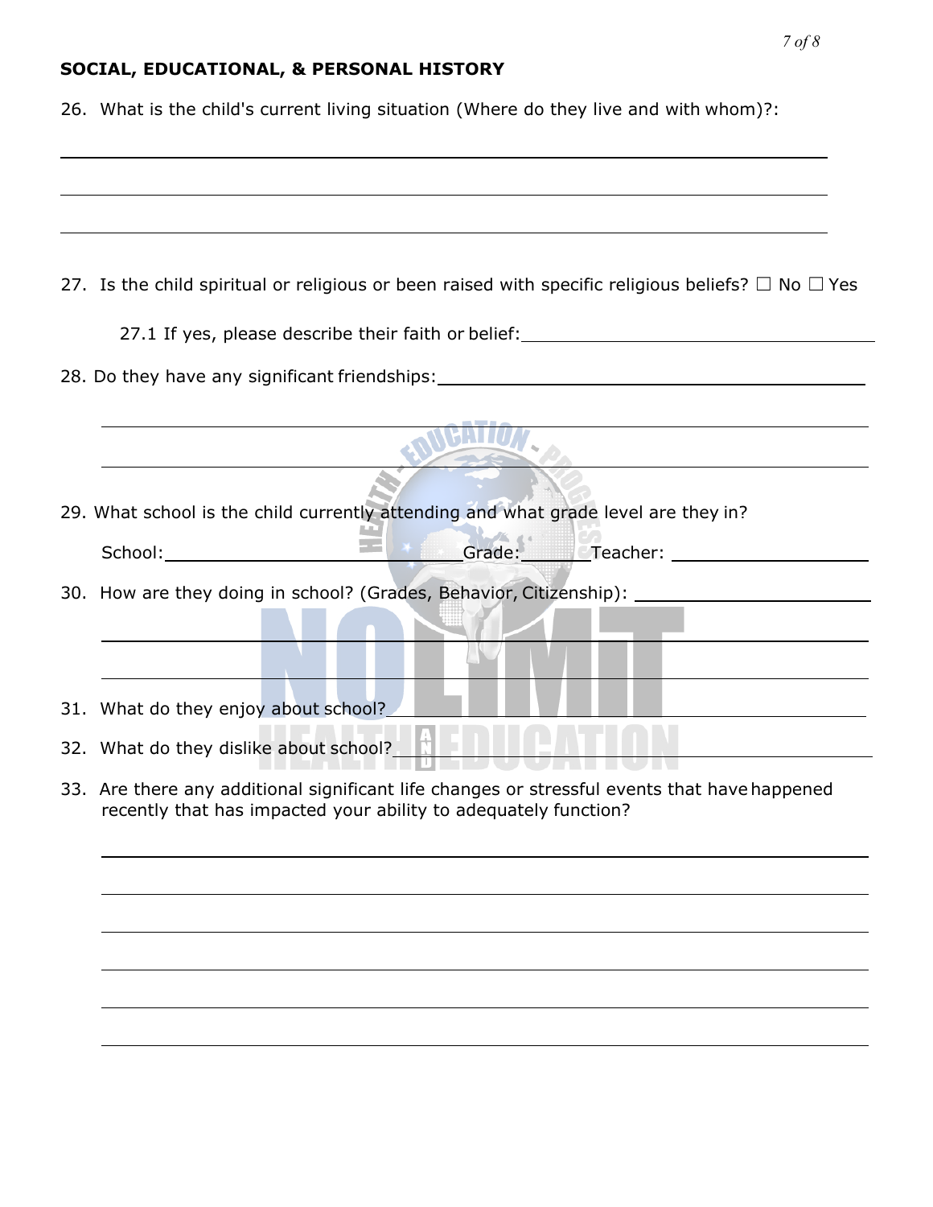## SOCIAL, EDUCATIONAL, & PERSONAL HISTORY

26. What is the child's current living situation (Where do they live and with whom)?:

\_\_\_\_\_\_\_\_\_\_\_\_\_\_\_\_\_\_\_\_\_\_\_\_\_\_\_\_\_\_\_\_\_\_\_\_\_\_\_\_\_\_\_\_\_\_\_\_\_\_\_\_\_\_\_\_\_\_\_\_\_\_\_\_\_\_\_\_\_\_

\_\_\_\_\_\_\_\_\_\_\_\_\_\_\_\_\_\_\_\_\_\_\_\_\_\_\_\_\_\_\_\_\_\_\_\_\_\_\_\_\_\_\_\_\_\_\_\_\_\_\_\_\_\_\_\_\_\_\_\_\_\_\_\_\_\_\_\_\_\_

\_\_\_\_\_\_\_\_\_\_\_\_\_\_\_\_\_\_\_\_\_\_\_\_\_\_\_\_\_\_\_\_\_\_\_\_\_\_\_\_\_\_\_\_\_\_\_\_\_\_\_\_\_\_\_\_\_\_\_\_\_\_\_\_\_\_\_\_\_\_

27. Is the child spiritual or religious or been raised with specific religious beliefs? ☐ No ☐ Yes

    27.1 If yes, please describe their faith or belief: \_\_\_\_\_\_\_\_\_\_\_\_\_\_\_\_\_\_\_\_\_\_\_\_\_\_\_\_\_\_

28. Do they have any significant friendships: \_\_\_\_\_\_\_\_\_\_\_\_\_\_\_\_\_\_\_\_\_\_\_\_\_\_\_\_\_\_\_\_\_\_\_\_

    \_\_\_\_\_\_\_\_\_\_\_\_\_\_\_\_\_\_\_\_\_\_\_\_\_\_\_\_\_\_\_\_\_\_\_\_\_\_\_\_\_\_\_\_\_\_\_\_\_\_\_\_\_\_\_\_\_\_\_\_\_\_\_\_\_\_\_\_

    \_\_\_\_\_\_\_\_\_\_\_\_\_\_\_\_\_\_\_\_\_\_\_\_\_\_\_\_\_\_\_\_\_\_\_\_\_\_\_\_\_\_\_\_\_\_\_\_\_\_\_\_\_\_\_\_\_\_\_\_\_\_\_\_\_\_\_\_

29. What school is the child currently attending and what grade level are they in?

    School: \_\_\_\_\_\_\_\_\_\_\_\_\_\_\_\_\_\_\_\_\_\_\_\_\_\_\_\_ Grade: \_\_\_\_\_\_\_\_ Teacher: \_\_\_\_\_\_\_\_\_\_\_\_\_\_\_\_\_\_\_\_\_

30. How are they doing in school? (Grades, Behavior, Citizenship): \_\_\_\_\_\_\_\_\_\_\_\_\_\_\_\_\_\_\_\_\_\_\_\_

    \_\_\_\_\_\_\_\_\_\_\_\_\_\_\_\_\_\_\_\_\_\_\_\_\_\_\_\_\_\_\_\_\_\_\_\_\_\_\_\_\_\_\_\_\_\_\_\_\_\_\_\_\_\_\_\_\_\_\_\_\_\_\_\_\_\_\_\_

    \_\_\_\_\_\_\_\_\_\_\_\_\_\_\_\_\_\_\_\_\_\_\_\_\_\_\_\_\_\_\_\_\_\_\_\_\_\_\_\_\_\_\_\_\_\_\_\_\_\_\_\_\_\_\_\_\_\_\_\_\_\_\_\_\_\_\_\_

31. What do they enjoy about school? \_\_\_\_\_\_\_\_\_\_\_\_\_\_\_\_\_\_\_\_\_\_\_\_\_\_\_\_\_\_\_\_\_\_\_\_\_\_\_\_\_\_\_\_\_

32. What do they dislike about school? \_\_\_\_\_\_\_\_\_\_\_\_\_\_\_\_\_\_\_\_\_\_\_\_\_\_\_\_\_\_\_\_\_\_\_\_\_\_\_\_\_\_\_\_

33. Are there any additional significant life changes or stressful events that have happened recently that has impacted your ability to adequately function?

    \_\_\_\_\_\_\_\_\_\_\_\_\_\_\_\_\_\_\_\_\_\_\_\_\_\_\_\_\_\_\_\_\_\_\_\_\_\_\_\_\_\_\_\_\_\_\_\_\_\_\_\_\_\_\_\_\_\_\_\_\_\_\_\_\_\_\_\_

    \_\_\_\_\_\_\_\_\_\_\_\_\_\_\_\_\_\_\_\_\_\_\_\_\_\_\_\_\_\_\_\_\_\_\_\_\_\_\_\_\_\_\_\_\_\_\_\_\_\_\_\_\_\_\_\_\_\_\_\_\_\_\_\_\_\_\_\_

    \_\_\_\_\_\_\_\_\_\_\_\_\_\_\_\_\_\_\_\_\_\_\_\_\_\_\_\_\_\_\_\_\_\_\_\_\_\_\_\_\_\_\_\_\_\_\_\_\_\_\_\_\_\_\_\_\_\_\_\_\_\_\_\_\_\_\_\_

    \_\_\_\_\_\_\_\_\_\_\_\_\_\_\_\_\_\_\_\_\_\_\_\_\_\_\_\_\_\_\_\_\_\_\_\_\_\_\_\_\_\_\_\_\_\_\_\_\_\_\_\_\_\_\_\_\_\_\_\_\_\_\_\_\_\_\_\_

    \_\_\_\_\_\_\_\_\_\_\_\_\_\_\_\_\_\_\_\_\_\_\_\_\_\_\_\_\_\_\_\_\_\_\_\_\_\_\_\_\_\_\_\_\_\_\_\_\_\_\_\_\_\_\_\_\_\_\_\_\_\_\_\_\_\_\_\_

    \_\_\_\_\_\_\_\_\_\_\_\_\_\_\_\_\_\_\_\_\_\_\_\_\_\_\_\_\_\_\_\_\_\_\_\_\_\_\_\_\_\_\_\_\_\_\_\_\_\_\_\_\_\_\_\_\_\_\_\_\_\_\_\_\_\_\_\_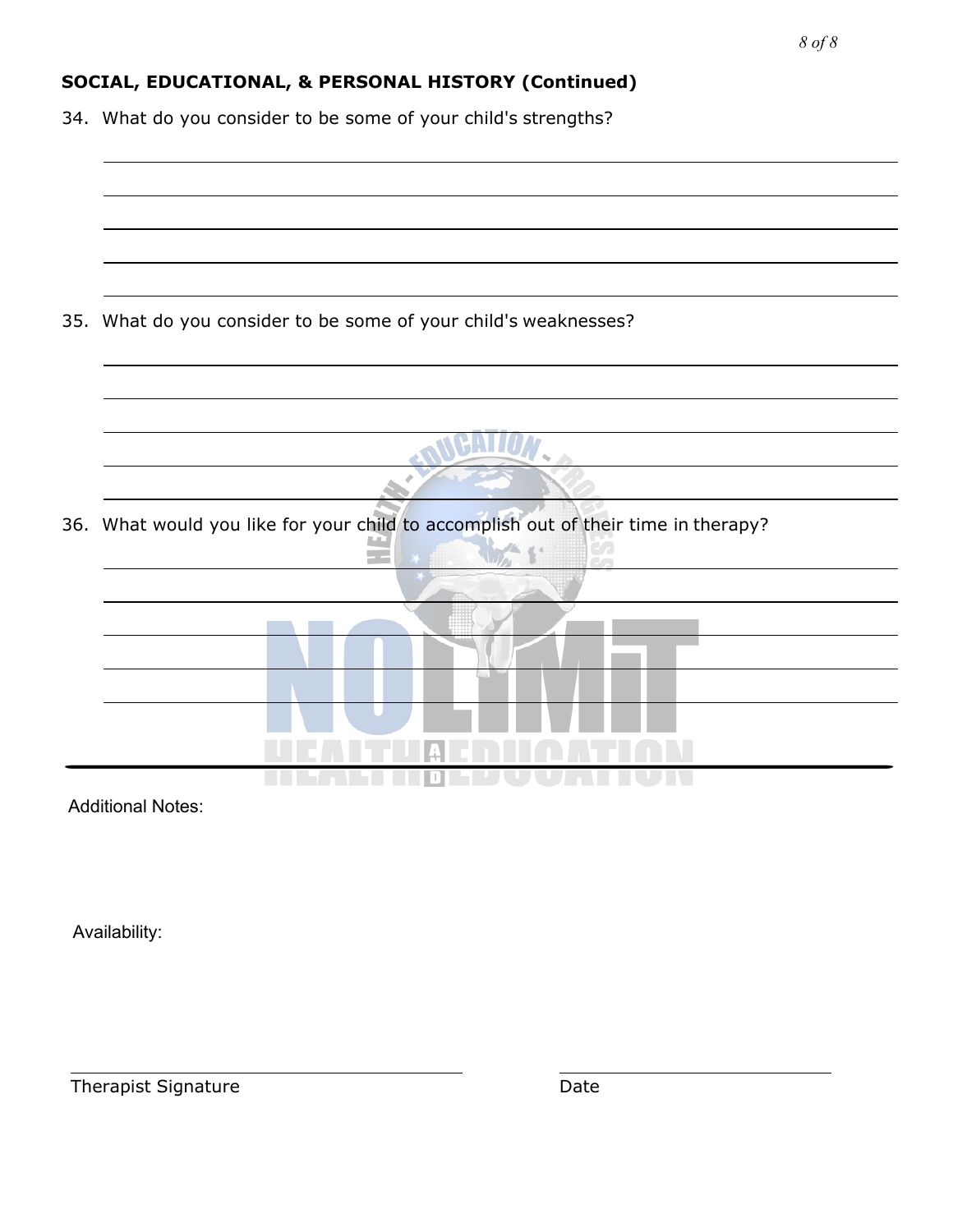## SOCIAL, EDUCATIONAL, & PERSONAL HISTORY (Continued)

34. What do you consider to be some of your child's strengths?

35. What do you consider to be some of your child's weaknesses?

36. What would you like for your child to accomplish out of their time in therapy?

---

Additional Notes:

Availability:

Therapist Signature

Date